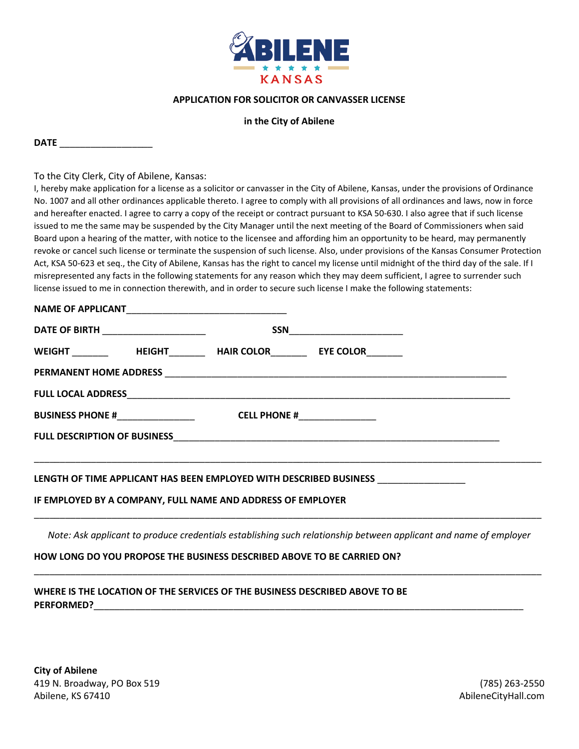ABILENE KANSAS

## APPLICATION FOR SOLICITOR OR CANVASSER LICENSE

**in the City of Abilene**

**DATE** ___________________

To the City Clerk, City of Abilene, Kansas:

I, hereby make application for a license as a solicitor or canvasser in the City of Abilene, Kansas, under the provisions of Ordinance No. 1007 and all other ordinances applicable thereto. I agree to comply with all provisions of all ordinances and laws, now in force and hereafter enacted. I agree to carry a copy of the receipt or contract pursuant to KSA 50-630. I also agree that if such license issued to me the same may be suspended by the City Manager until the next meeting of the Board of Commissioners when said Board upon a hearing of the matter, with notice to the licensee and affording him an opportunity to be heard, may permanently revoke or cancel such license or terminate the suspension of such license. Also, under provisions of the Kansas Consumer Protection Act, KSA 50-623 et seq., the City of Abilene, Kansas has the right to cancel my license until midnight of the third day of the sale. If I misrepresented any facts in the following statements for any reason which they may deem sufficient, I agree to surrender such license issued to me in connection therewith, and in order to secure such license I make the following statements:

**NAME OF APPLICANT**________________________________

**DATE OF BIRTH** ____________________ **SSN**______________________

**WEIGHT** _______ **HEIGHT**_______ **HAIR COLOR**_______ **EYE COLOR**_______

**PERMANENT HOME ADDRESS** ____________________________________________________________________

**FULL LOCAL ADDRESS**______________________________________________________________________

**BUSINESS PHONE #**_______________ **CELL PHONE #**_______________

**FULL DESCRIPTION OF BUSINESS**_________________________________________________________________

_____________________________________________________________________________________________

**LENGTH OF TIME APPLICANT HAS BEEN EMPLOYED WITH DESCRIBED BUSINESS** _________________

**IF EMPLOYED BY A COMPANY, FULL NAME AND ADDRESS OF EMPLOYER**

_____________________________________________________________________________________________

*Note: Ask applicant to produce credentials establishing such relationship between applicant and name of employer*

**HOW LONG DO YOU PROPOSE THE BUSINESS DESCRIBED ABOVE TO BE CARRIED ON?**

_____________________________________________________________________________________________

**WHERE IS THE LOCATION OF THE SERVICES OF THE BUSINESS DESCRIBED ABOVE TO BE PERFORMED?**____________________________________________________________________________

**City of Abilene**
419 N. Broadway, PO Box 519
Abilene, KS 67410

(785) 263-2550
AbileneCityHall.com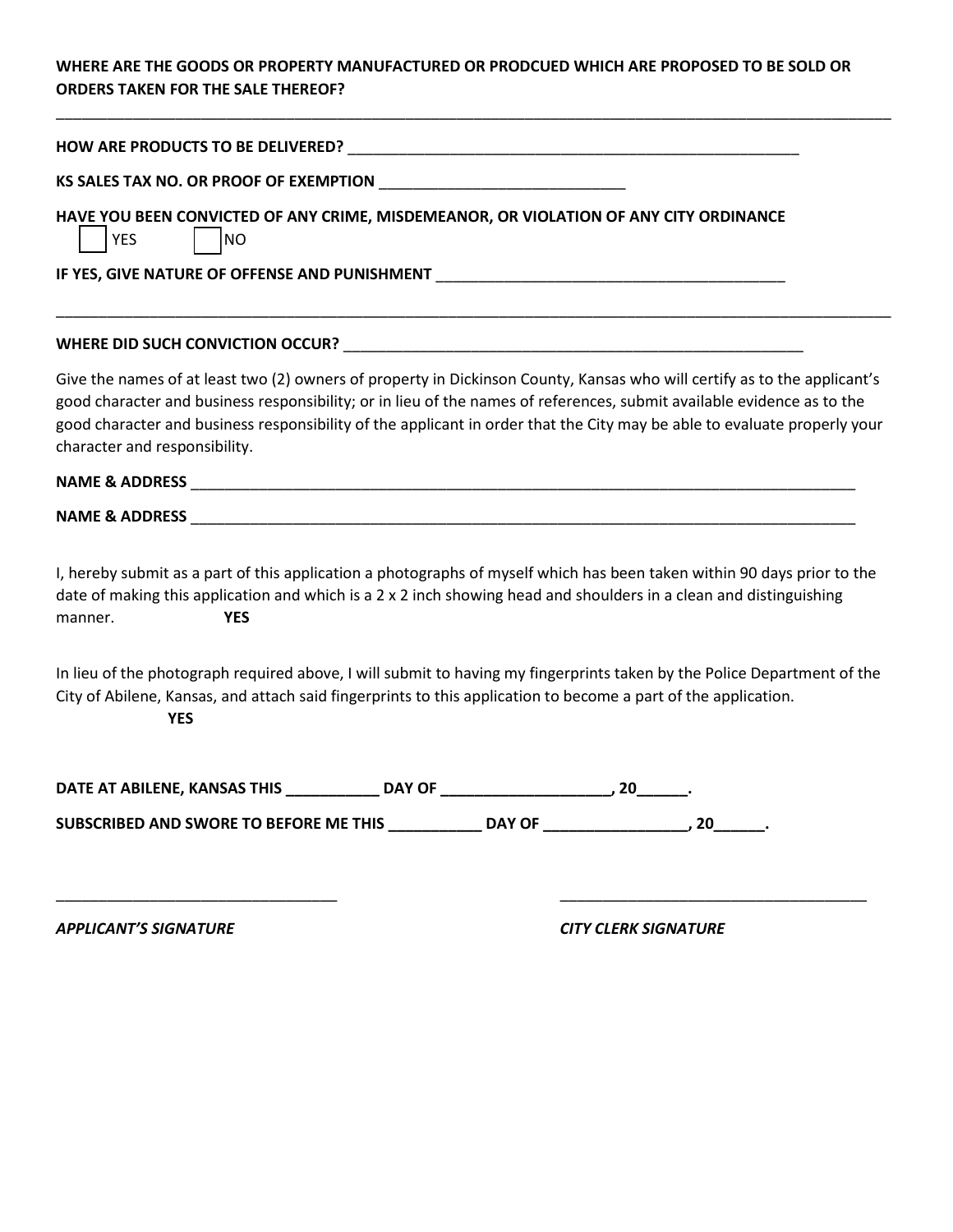**WHERE ARE THE GOODS OR PROPERTY MANUFACTURED OR PRODCUED WHICH ARE PROPOSED TO BE SOLD OR ORDERS TAKEN FOR THE SALE THEREOF?**

______________________________________________________________________________________________

**HOW ARE PRODUCTS TO BE DELIVERED?** _______________________________________________________

**KS SALES TAX NO. OR PROOF OF EXEMPTION** ____________________________

**HAVE YOU BEEN CONVICTED OF ANY CRIME, MISDEMEANOR, OR VIOLATION OF ANY CITY ORDINANCE**

☐ YES ☐ NO

**IF YES, GIVE NATURE OF OFFENSE AND PUNISHMENT** ________________________________________

______________________________________________________________________________________________

**WHERE DID SUCH CONVICTION OCCUR?** _______________________________________________________

Give the names of at least two (2) owners of property in Dickinson County, Kansas who will certify as to the applicant's good character and business responsibility; or in lieu of the names of references, submit available evidence as to the good character and business responsibility of the applicant in order that the City may be able to evaluate properly your character and responsibility.

**NAME & ADDRESS** _____________________________________________________________________________

**NAME & ADDRESS** _____________________________________________________________________________

I, hereby submit as a part of this application a photographs of myself which has been taken within 90 days prior to the date of making this application and which is a 2 x 2 inch showing head and shoulders in a clean and distinguishing manner. **YES**

In lieu of the photograph required above, I will submit to having my fingerprints taken by the Police Department of the City of Abilene, Kansas, and attach said fingerprints to this application to become a part of the application. **YES**

**DATE AT ABILENE, KANSAS THIS ___________ DAY OF ___________________, 20______.**

**SUBSCRIBED AND SWORE TO BEFORE ME THIS ___________ DAY OF ________________, 20______.**

_________________________________ _____________________________________

***APPLICANT'S SIGNATURE*** ***CITY CLERK SIGNATURE***